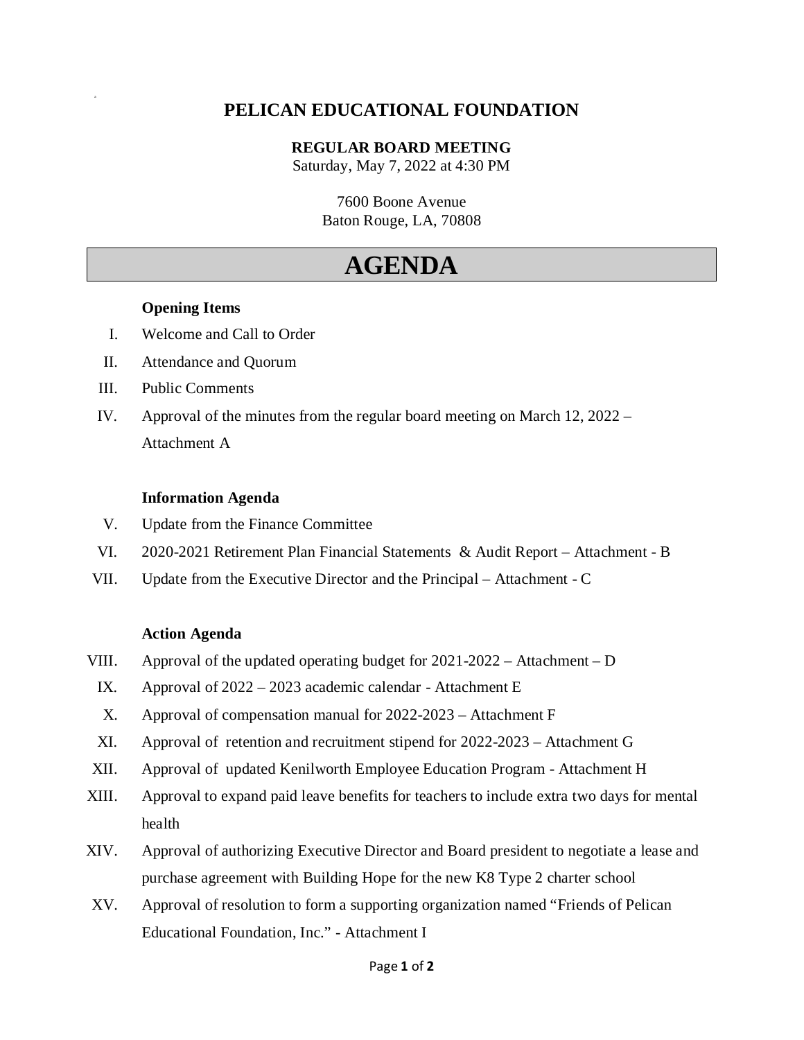# PELICAN EDUCATIONAL FOUNDATION

**REGULAR BOARD MEETING**
Saturday, May 7, 2022 at 4:30 PM

7600 Boone Avenue
Baton Rouge, LA, 70808

# AGENDA

**Opening Items**

I. Welcome and Call to Order

II. Attendance and Quorum

III. Public Comments

IV. Approval of the minutes from the regular board meeting on March 12, 2022 – Attachment A

**Information Agenda**

V. Update from the Finance Committee

VI. 2020-2021 Retirement Plan Financial Statements & Audit Report – Attachment - B

VII. Update from the Executive Director and the Principal – Attachment - C

**Action Agenda**

VIII. Approval of the updated operating budget for 2021-2022 – Attachment – D

IX. Approval of 2022 – 2023 academic calendar - Attachment E

X. Approval of compensation manual for 2022-2023 – Attachment F

XI. Approval of retention and recruitment stipend for 2022-2023 – Attachment G

XII. Approval of updated Kenilworth Employee Education Program - Attachment H

XIII. Approval to expand paid leave benefits for teachers to include extra two days for mental health

XIV. Approval of authorizing Executive Director and Board president to negotiate a lease and purchase agreement with Building Hope for the new K8 Type 2 charter school

XV. Approval of resolution to form a supporting organization named "Friends of Pelican Educational Foundation, Inc." - Attachment I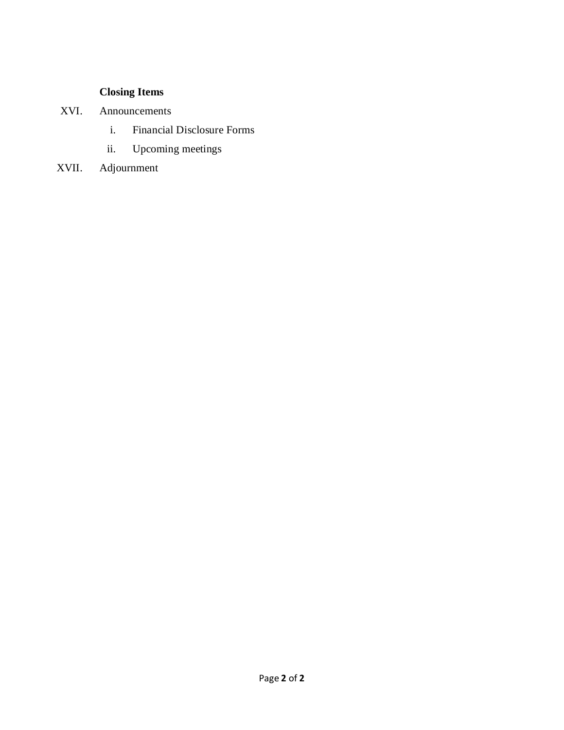**Closing Items**

XVI. Announcements

   i. Financial Disclosure Forms

   ii. Upcoming meetings

XVII. Adjournment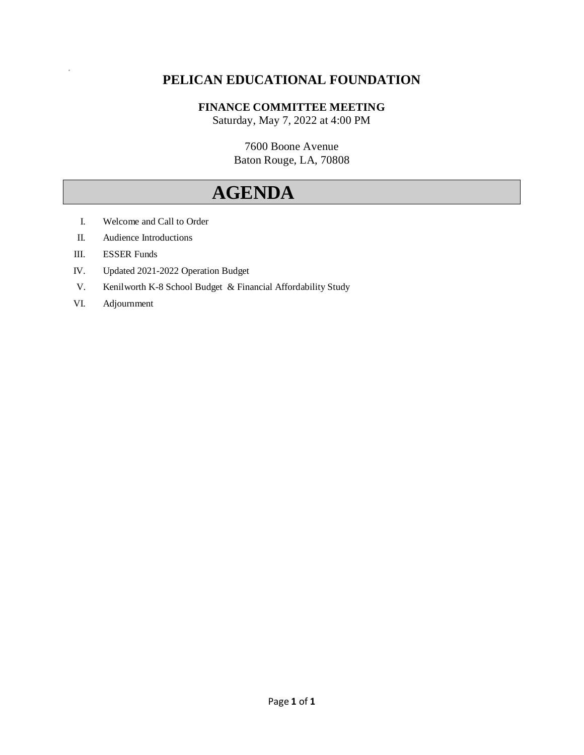# PELICAN EDUCATIONAL FOUNDATION

**FINANCE COMMITTEE MEETING**
Saturday, May 7, 2022 at 4:00 PM

7600 Boone Avenue
Baton Rouge, LA, 70808

## AGENDA

I. Welcome and Call to Order

II. Audience Introductions

III. ESSER Funds

IV. Updated 2021-2022 Operation Budget

V. Kenilworth K-8 School Budget & Financial Affordability Study

VI. Adjournment